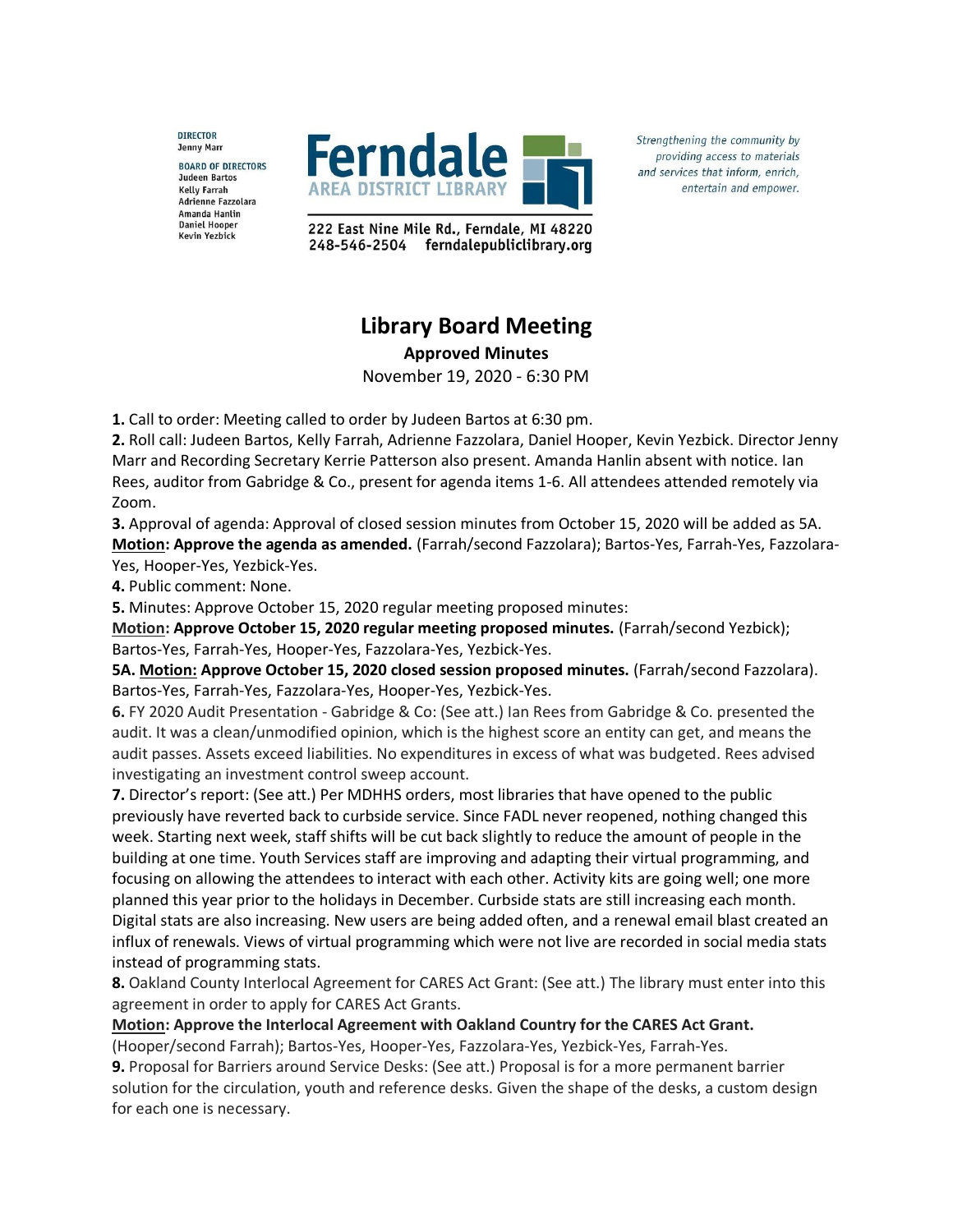DIRECTOR
Jenny Marr

BOARD OF DIRECTORS
Judeen Bartos
Kelly Farrah
Adrienne Fazzolara
Amanda Hanlin
Daniel Hooper
Kevin Yezbick

**Ferndale AREA DISTRICT LIBRARY**

222 East Nine Mile Rd., Ferndale, MI 48220
248-546-2504 ferndalepubliclibrary.org

*Strengthening the community by providing access to materials and services that inform, enrich, entertain and empower.*

# Library Board Meeting

**Approved Minutes**

November 19, 2020 - 6:30 PM

**1.** Call to order: Meeting called to order by Judeen Bartos at 6:30 pm.

**2.** Roll call: Judeen Bartos, Kelly Farrah, Adrienne Fazzolara, Daniel Hooper, Kevin Yezbick. Director Jenny Marr and Recording Secretary Kerrie Patterson also present. Amanda Hanlin absent with notice. Ian Rees, auditor from Gabridge & Co., present for agenda items 1-6. All attendees attended remotely via Zoom.

**3.** Approval of agenda: Approval of closed session minutes from October 15, 2020 will be added as 5A.
**Motion: Approve the agenda as amended.** (Farrah/second Fazzolara); Bartos-Yes, Farrah-Yes, Fazzolara-Yes, Hooper-Yes, Yezbick-Yes.

**4.** Public comment: None.

**5.** Minutes: Approve October 15, 2020 regular meeting proposed minutes:
**Motion: Approve October 15, 2020 regular meeting proposed minutes.** (Farrah/second Yezbick); Bartos-Yes, Farrah-Yes, Hooper-Yes, Fazzolara-Yes, Yezbick-Yes.

**5A. Motion: Approve October 15, 2020 closed session proposed minutes.** (Farrah/second Fazzolara). Bartos-Yes, Farrah-Yes, Fazzolara-Yes, Hooper-Yes, Yezbick-Yes.

**6.** FY 2020 Audit Presentation - Gabridge & Co: (See att.) Ian Rees from Gabridge & Co. presented the audit. It was a clean/unmodified opinion, which is the highest score an entity can get, and means the audit passes. Assets exceed liabilities. No expenditures in excess of what was budgeted. Rees advised investigating an investment control sweep account.

**7.** Director's report: (See att.) Per MDHHS orders, most libraries that have opened to the public previously have reverted back to curbside service. Since FADL never reopened, nothing changed this week. Starting next week, staff shifts will be cut back slightly to reduce the amount of people in the building at one time. Youth Services staff are improving and adapting their virtual programming, and focusing on allowing the attendees to interact with each other. Activity kits are going well; one more planned this year prior to the holidays in December. Curbside stats are still increasing each month. Digital stats are also increasing. New users are being added often, and a renewal email blast created an influx of renewals. Views of virtual programming which were not live are recorded in social media stats instead of programming stats.

**8.** Oakland County Interlocal Agreement for CARES Act Grant: (See att.) The library must enter into this agreement in order to apply for CARES Act Grants.
**Motion: Approve the Interlocal Agreement with Oakland Country for the CARES Act Grant.** (Hooper/second Farrah); Bartos-Yes, Hooper-Yes, Fazzolara-Yes, Yezbick-Yes, Farrah-Yes.

**9.** Proposal for Barriers around Service Desks: (See att.) Proposal is for a more permanent barrier solution for the circulation, youth and reference desks. Given the shape of the desks, a custom design for each one is necessary.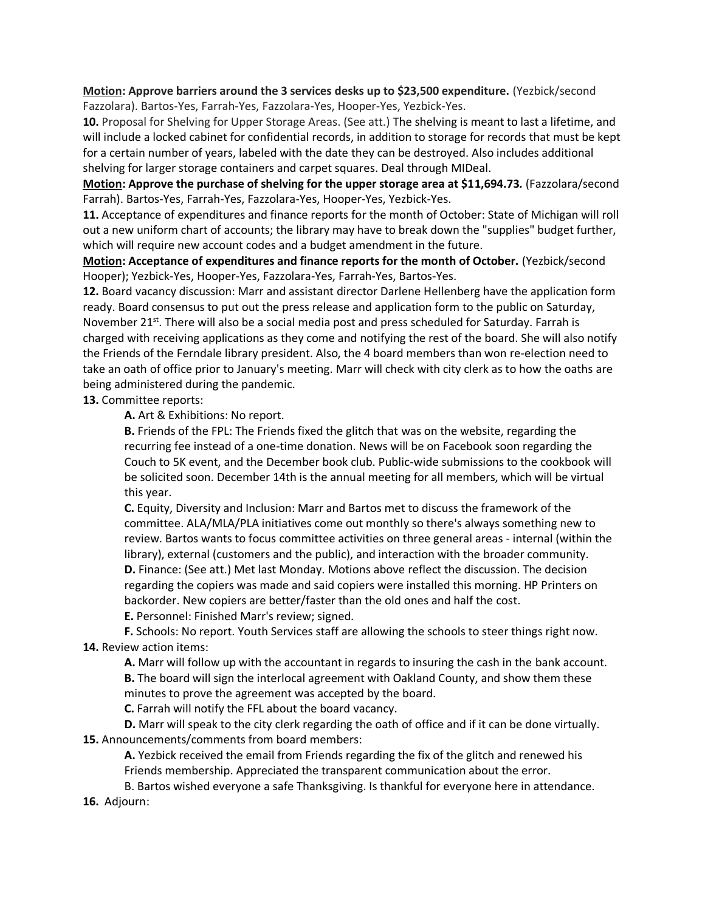**<u>Motion</u>: Approve barriers around the 3 services desks up to $23,500 expenditure.** (Yezbick/second Fazzolara). Bartos-Yes, Farrah-Yes, Fazzolara-Yes, Hooper-Yes, Yezbick-Yes.

**10.** Proposal for Shelving for Upper Storage Areas. (See att.) The shelving is meant to last a lifetime, and will include a locked cabinet for confidential records, in addition to storage for records that must be kept for a certain number of years, labeled with the date they can be destroyed. Also includes additional shelving for larger storage containers and carpet squares. Deal through MIDeal.

**<u>Motion</u>: Approve the purchase of shelving for the upper storage area at $11,694.73.** (Fazzolara/second Farrah). Bartos-Yes, Farrah-Yes, Fazzolara-Yes, Hooper-Yes, Yezbick-Yes.

**11.** Acceptance of expenditures and finance reports for the month of October: State of Michigan will roll out a new uniform chart of accounts; the library may have to break down the "supplies" budget further, which will require new account codes and a budget amendment in the future.

**<u>Motion</u>: Acceptance of expenditures and finance reports for the month of October.** (Yezbick/second Hooper); Yezbick-Yes, Hooper-Yes, Fazzolara-Yes, Farrah-Yes, Bartos-Yes.

**12.** Board vacancy discussion: Marr and assistant director Darlene Hellenberg have the application form ready. Board consensus to put out the press release and application form to the public on Saturday, November 21st. There will also be a social media post and press scheduled for Saturday. Farrah is charged with receiving applications as they come and notifying the rest of the board. She will also notify the Friends of the Ferndale library president. Also, the 4 board members than won re-election need to take an oath of office prior to January's meeting. Marr will check with city clerk as to how the oaths are being administered during the pandemic.

**13.** Committee reports:

- **A.** Art & Exhibitions: No report.
- **B.** Friends of the FPL: The Friends fixed the glitch that was on the website, regarding the recurring fee instead of a one-time donation. News will be on Facebook soon regarding the Couch to 5K event, and the December book club. Public-wide submissions to the cookbook will be solicited soon. December 14th is the annual meeting for all members, which will be virtual this year.
- **C.** Equity, Diversity and Inclusion: Marr and Bartos met to discuss the framework of the committee. ALA/MLA/PLA initiatives come out monthly so there's always something new to review. Bartos wants to focus committee activities on three general areas - internal (within the library), external (customers and the public), and interaction with the broader community.
- **D.** Finance: (See att.) Met last Monday. Motions above reflect the discussion. The decision regarding the copiers was made and said copiers were installed this morning. HP Printers on backorder. New copiers are better/faster than the old ones and half the cost.
- **E.** Personnel: Finished Marr's review; signed.
- **F.** Schools: No report. Youth Services staff are allowing the schools to steer things right now.

**14.** Review action items:

- **A.** Marr will follow up with the accountant in regards to insuring the cash in the bank account.
- **B.** The board will sign the interlocal agreement with Oakland County, and show them these minutes to prove the agreement was accepted by the board.
- **C.** Farrah will notify the FFL about the board vacancy.
- **D.** Marr will speak to the city clerk regarding the oath of office and if it can be done virtually.

**15.** Announcements/comments from board members:

- **A.** Yezbick received the email from Friends regarding the fix of the glitch and renewed his Friends membership. Appreciated the transparent communication about the error.
- B. Bartos wished everyone a safe Thanksgiving. Is thankful for everyone here in attendance.

**16.** Adjourn: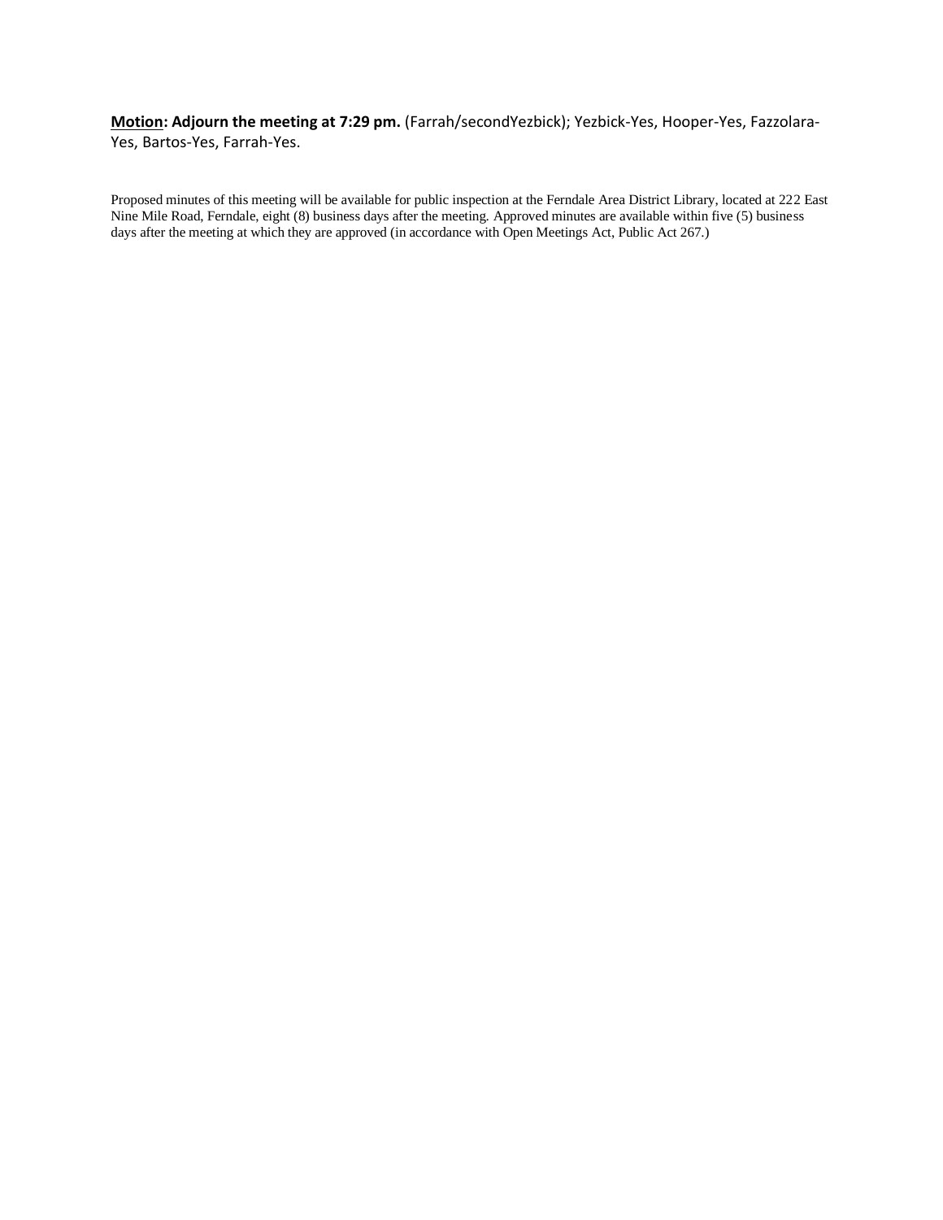**<u>Motion</u>: Adjourn the meeting at 7:29 pm.** (Farrah/secondYezbick); Yezbick-Yes, Hooper-Yes, Fazzolara-Yes, Bartos-Yes, Farrah-Yes.

Proposed minutes of this meeting will be available for public inspection at the Ferndale Area District Library, located at 222 East Nine Mile Road, Ferndale, eight (8) business days after the meeting. Approved minutes are available within five (5) business days after the meeting at which they are approved (in accordance with Open Meetings Act, Public Act 267.)